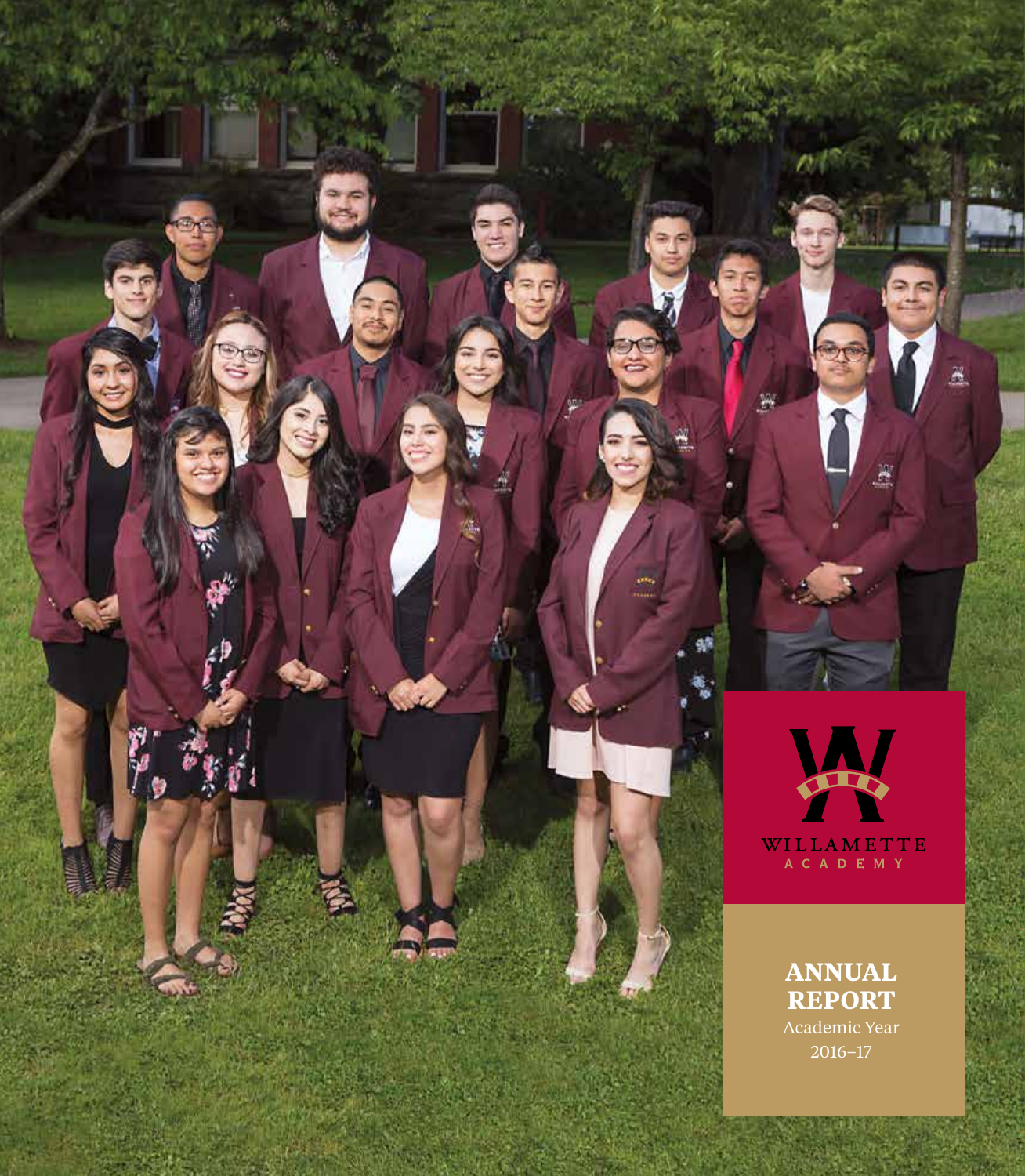WILLAMETTE
ACADEMY

# ANNUAL REPORT

Academic Year
2016–17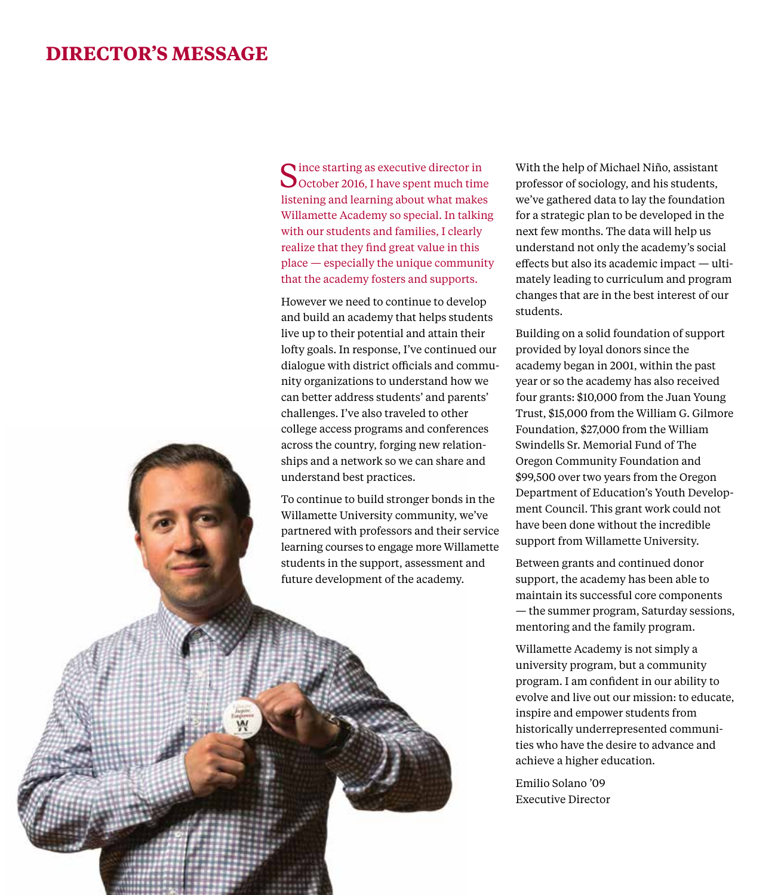# DIRECTOR'S MESSAGE

Since starting as executive director in October 2016, I have spent much time listening and learning about what makes Willamette Academy so special. In talking with our students and families, I clearly realize that they find great value in this place — especially the unique community that the academy fosters and supports.

However we need to continue to develop and build an academy that helps students live up to their potential and attain their lofty goals. In response, I've continued our dialogue with district officials and community organizations to understand how we can better address students' and parents' challenges. I've also traveled to other college access programs and conferences across the country, forging new relationships and a network so we can share and understand best practices.

To continue to build stronger bonds in the Willamette University community, we've partnered with professors and their service learning courses to engage more Willamette students in the support, assessment and future development of the academy.

With the help of Michael Niño, assistant professor of sociology, and his students, we've gathered data to lay the foundation for a strategic plan to be developed in the next few months. The data will help us understand not only the academy's social effects but also its academic impact — ultimately leading to curriculum and program changes that are in the best interest of our students.

Building on a solid foundation of support provided by loyal donors since the academy began in 2001, within the past year or so the academy has also received four grants: $10,000 from the Juan Young Trust, $15,000 from the William G. Gilmore Foundation, $27,000 from the William Swindells Sr. Memorial Fund of The Oregon Community Foundation and $99,500 over two years from the Oregon Department of Education's Youth Development Council. This grant work could not have been done without the incredible support from Willamette University.

Between grants and continued donor support, the academy has been able to maintain its successful core components — the summer program, Saturday sessions, mentoring and the family program.

Willamette Academy is not simply a university program, but a community program. I am confident in our ability to evolve and live out our mission: to educate, inspire and empower students from historically underrepresented communities who have the desire to advance and achieve a higher education.

Emilio Solano '09
Executive Director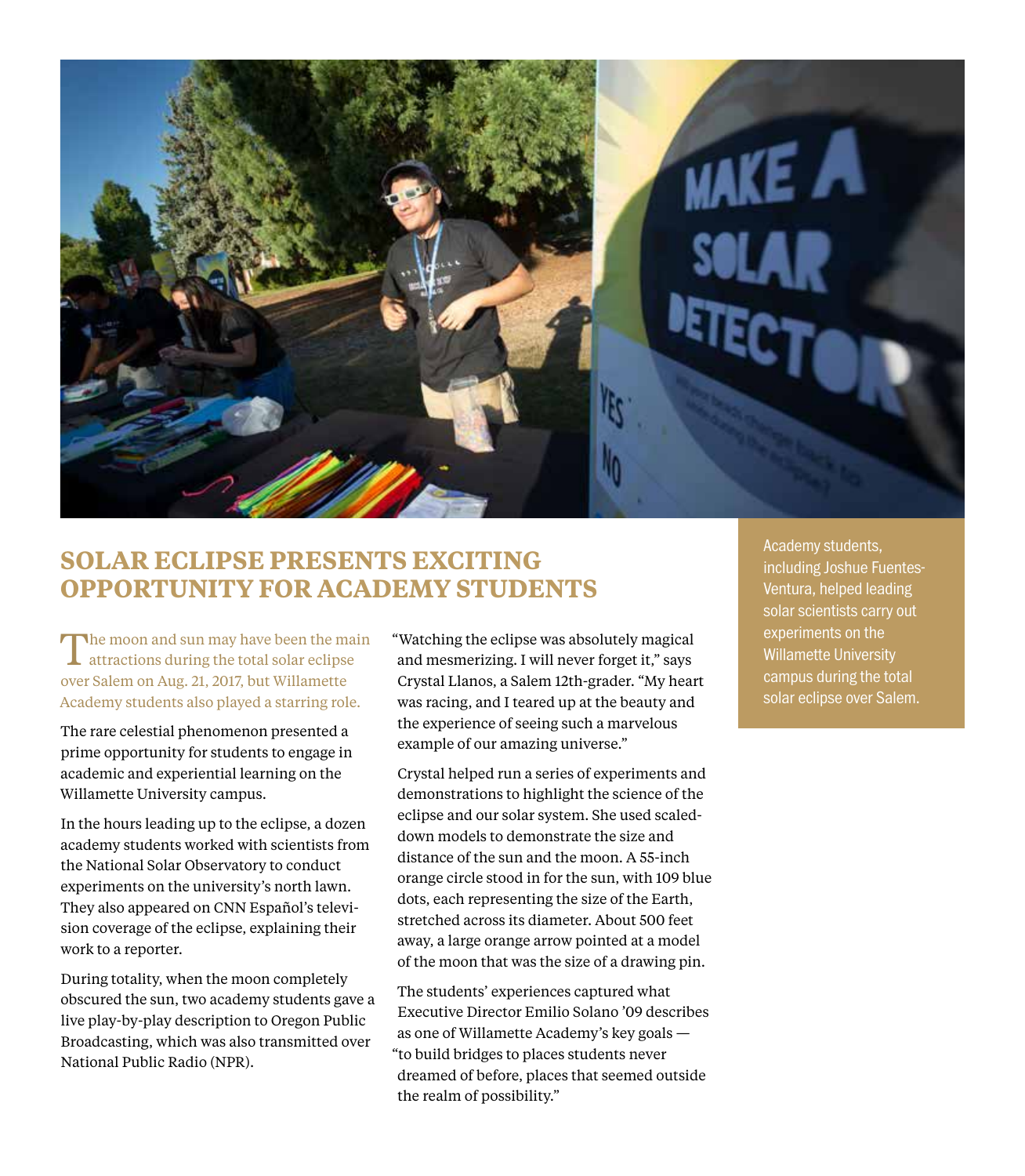## SOLAR ECLIPSE PRESENTS EXCITING OPPORTUNITY FOR ACADEMY STUDENTS

The moon and sun may have been the main attractions during the total solar eclipse over Salem on Aug. 21, 2017, but Willamette Academy students also played a starring role.

The rare celestial phenomenon presented a prime opportunity for students to engage in academic and experiential learning on the Willamette University campus.

In the hours leading up to the eclipse, a dozen academy students worked with scientists from the National Solar Observatory to conduct experiments on the university's north lawn. They also appeared on CNN Español's television coverage of the eclipse, explaining their work to a reporter.

During totality, when the moon completely obscured the sun, two academy students gave a live play-by-play description to Oregon Public Broadcasting, which was also transmitted over National Public Radio (NPR).

"Watching the eclipse was absolutely magical and mesmerizing. I will never forget it," says Crystal Llanos, a Salem 12th-grader. "My heart was racing, and I teared up at the beauty and the experience of seeing such a marvelous example of our amazing universe."

Crystal helped run a series of experiments and demonstrations to highlight the science of the eclipse and our solar system. She used scaled-down models to demonstrate the size and distance of the sun and the moon. A 55-inch orange circle stood in for the sun, with 109 blue dots, each representing the size of the Earth, stretched across its diameter. About 500 feet away, a large orange arrow pointed at a model of the moon that was the size of a drawing pin.

The students' experiences captured what Executive Director Emilio Solano '09 describes as one of Willamette Academy's key goals — "to build bridges to places students never dreamed of before, places that seemed outside the realm of possibility."

Academy students, including Joshue Fuentes-Ventura, helped leading solar scientists carry out experiments on the Willamette University campus during the total solar eclipse over Salem.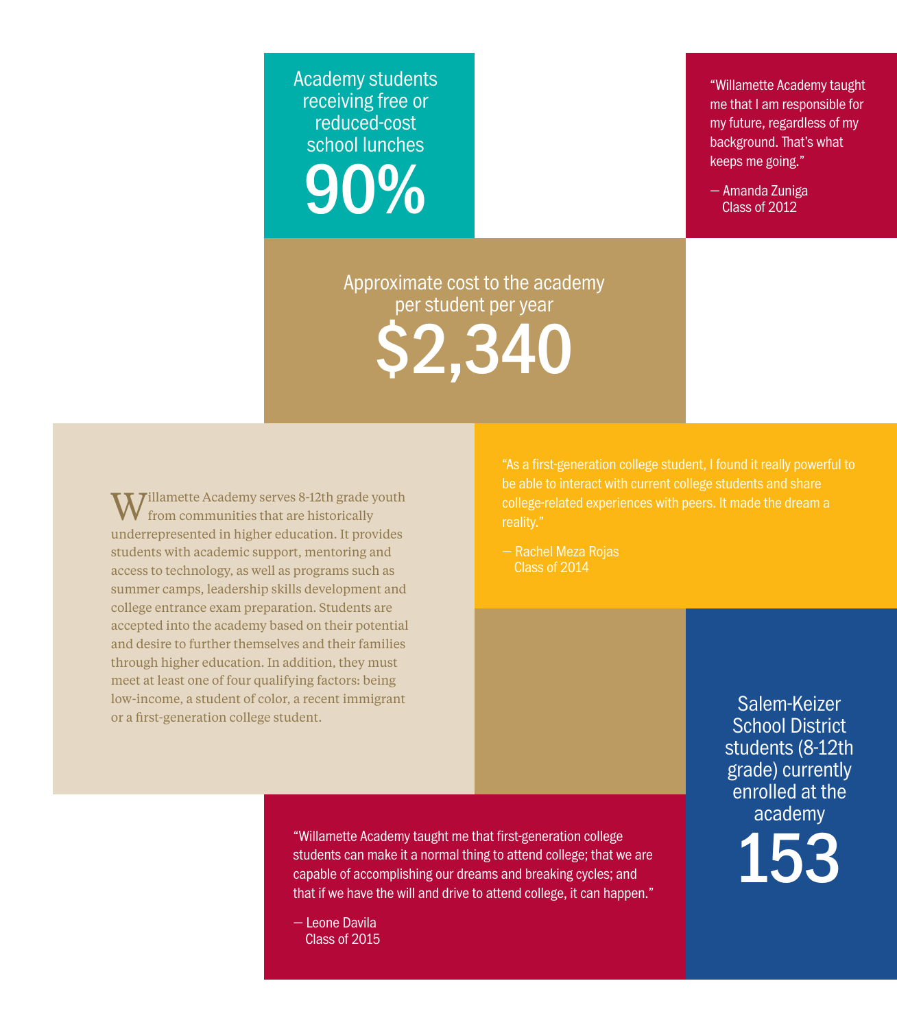Academy students receiving free or reduced-cost school lunches

**90%**

"Willamette Academy taught me that I am responsible for my future, regardless of my background. That's what keeps me going."

— Amanda Zuniga
Class of 2012

Approximate cost to the academy per student per year

**$2,340**

Willamette Academy serves 8-12th grade youth from communities that are historically underrepresented in higher education. It provides students with academic support, mentoring and access to technology, as well as programs such as summer camps, leadership skills development and college entrance exam preparation. Students are accepted into the academy based on their potential and desire to further themselves and their families through higher education. In addition, they must meet at least one of four qualifying factors: being low-income, a student of color, a recent immigrant or a first-generation college student.

"As a first-generation college student, I found it really powerful to be able to interact with current college students and share college-related experiences with peers. It made the dream a reality."

— Rachel Meza Rojas
Class of 2014

Salem-Keizer School District students (8-12th grade) currently enrolled at the academy

**153**

"Willamette Academy taught me that first-generation college students can make it a normal thing to attend college; that we are capable of accomplishing our dreams and breaking cycles; and that if we have the will and drive to attend college, it can happen."

— Leone Davila
Class of 2015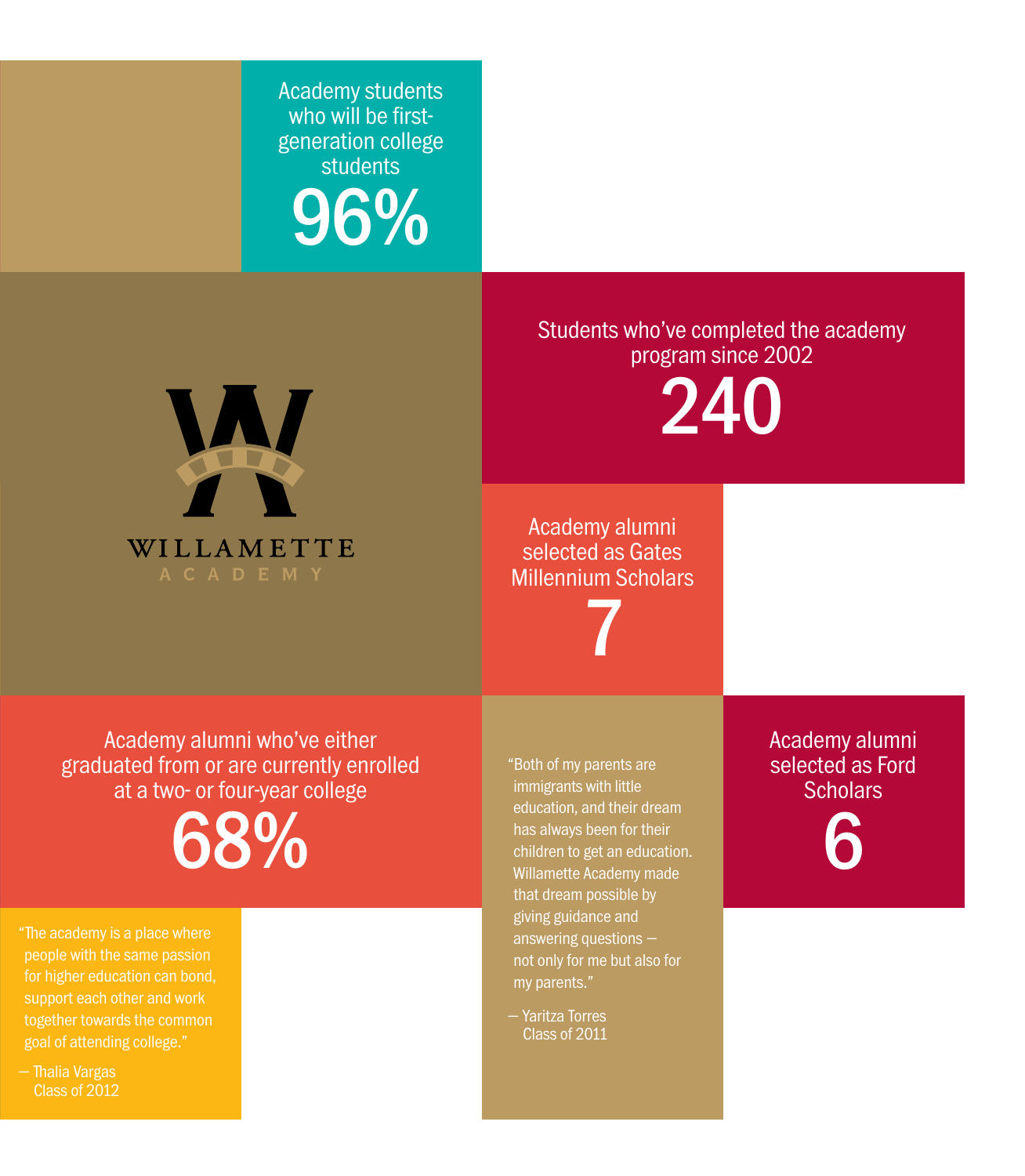Academy students who will be first-generation college students

**96%**

**WILLAMETTE**
ACADEMY

Students who've completed the academy program since 2002

**240**

Academy alumni selected as Gates Millennium Scholars

**7**

Academy alumni who've either graduated from or are currently enrolled at a two- or four-year college

**68%**

"Both of my parents are immigrants with little education, and their dream has always been for their children to get an education. Willamette Academy made that dream possible by giving guidance and answering questions — not only for me but also for my parents."

— Yaritza Torres
Class of 2011

Academy alumni selected as Ford Scholars

**6**

"The academy is a place where people with the same passion for higher education can bond, support each other and work together towards the common goal of attending college."

— Thalia Vargas
Class of 2012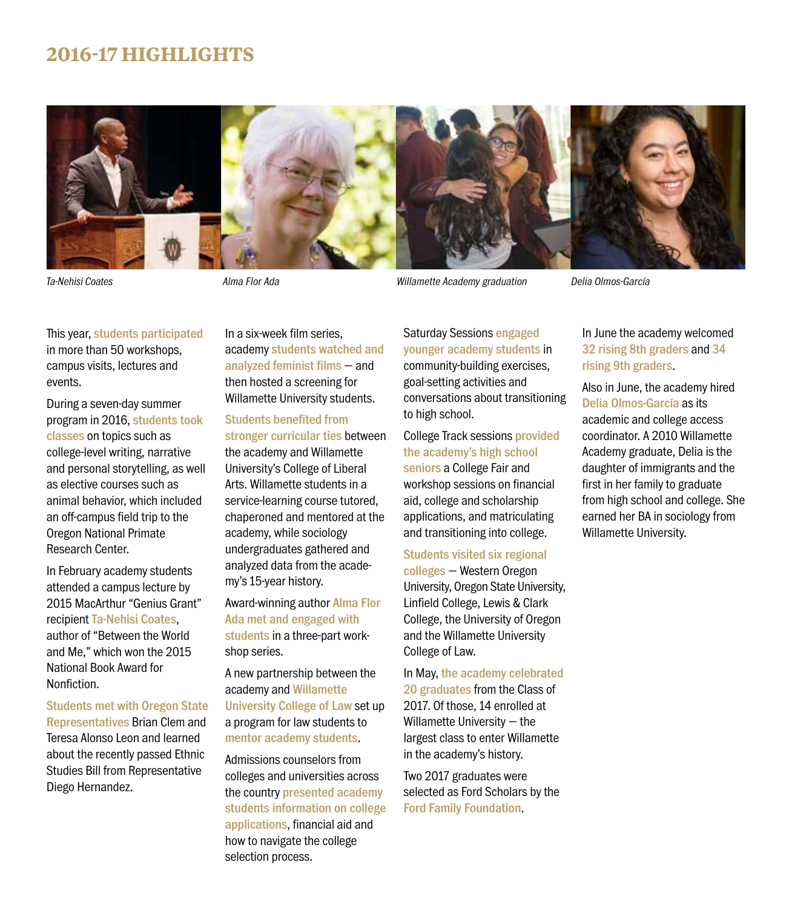## 2016-17 HIGHLIGHTS

*Ta-Nehisi Coates*

*Alma Flor Ada*

*Willamette Academy graduation*

*Delia Olmos-García*

This year, students participated in more than 50 workshops, campus visits, lectures and events.

During a seven-day summer program in 2016, students took classes on topics such as college-level writing, narrative and personal storytelling, as well as elective courses such as animal behavior, which included an off-campus field trip to the Oregon National Primate Research Center.

In February academy students attended a campus lecture by 2015 MacArthur "Genius Grant" recipient Ta-Nehisi Coates, author of "Between the World and Me," which won the 2015 National Book Award for Nonfiction.

Students met with Oregon State Representatives Brian Clem and Teresa Alonso Leon and learned about the recently passed Ethnic Studies Bill from Representative Diego Hernandez.

In a six-week film series, academy students watched and analyzed feminist films — and then hosted a screening for Willamette University students.

Students benefited from stronger curricular ties between the academy and Willamette University's College of Liberal Arts. Willamette students in a service-learning course tutored, chaperoned and mentored at the academy, while sociology undergraduates gathered and analyzed data from the academy's 15-year history.

Award-winning author Alma Flor Ada met and engaged with students in a three-part workshop series.

A new partnership between the academy and Willamette University College of Law set up a program for law students to mentor academy students.

Admissions counselors from colleges and universities across the country presented academy students information on college applications, financial aid and how to navigate the college selection process.

Saturday Sessions engaged younger academy students in community-building exercises, goal-setting activities and conversations about transitioning to high school.

College Track sessions provided the academy's high school seniors a College Fair and workshop sessions on financial aid, college and scholarship applications, and matriculating and transitioning into college.

Students visited six regional colleges — Western Oregon University, Oregon State University, Linfield College, Lewis & Clark College, the University of Oregon and the Willamette University College of Law.

In May, the academy celebrated 20 graduates from the Class of 2017. Of those, 14 enrolled at Willamette University — the largest class to enter Willamette in the academy's history.

Two 2017 graduates were selected as Ford Scholars by the Ford Family Foundation.

In June the academy welcomed 32 rising 8th graders and 34 rising 9th graders.

Also in June, the academy hired Delia Olmos-García as its academic and college access coordinator. A 2010 Willamette Academy graduate, Delia is the daughter of immigrants and the first in her family to graduate from high school and college. She earned her BA in sociology from Willamette University.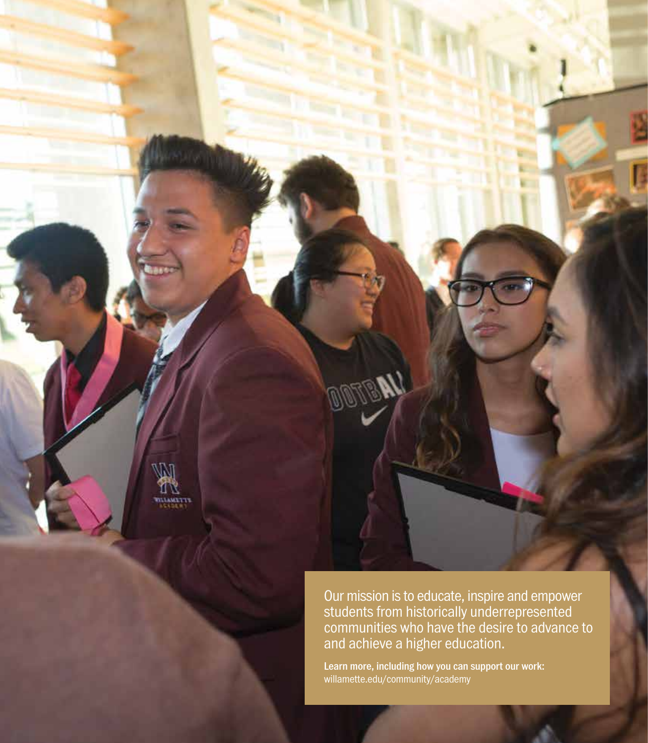Our mission is to educate, inspire and empower students from historically underrepresented communities who have the desire to advance to and achieve a higher education.

**Learn more, including how you can support our work:**
willamette.edu/community/academy